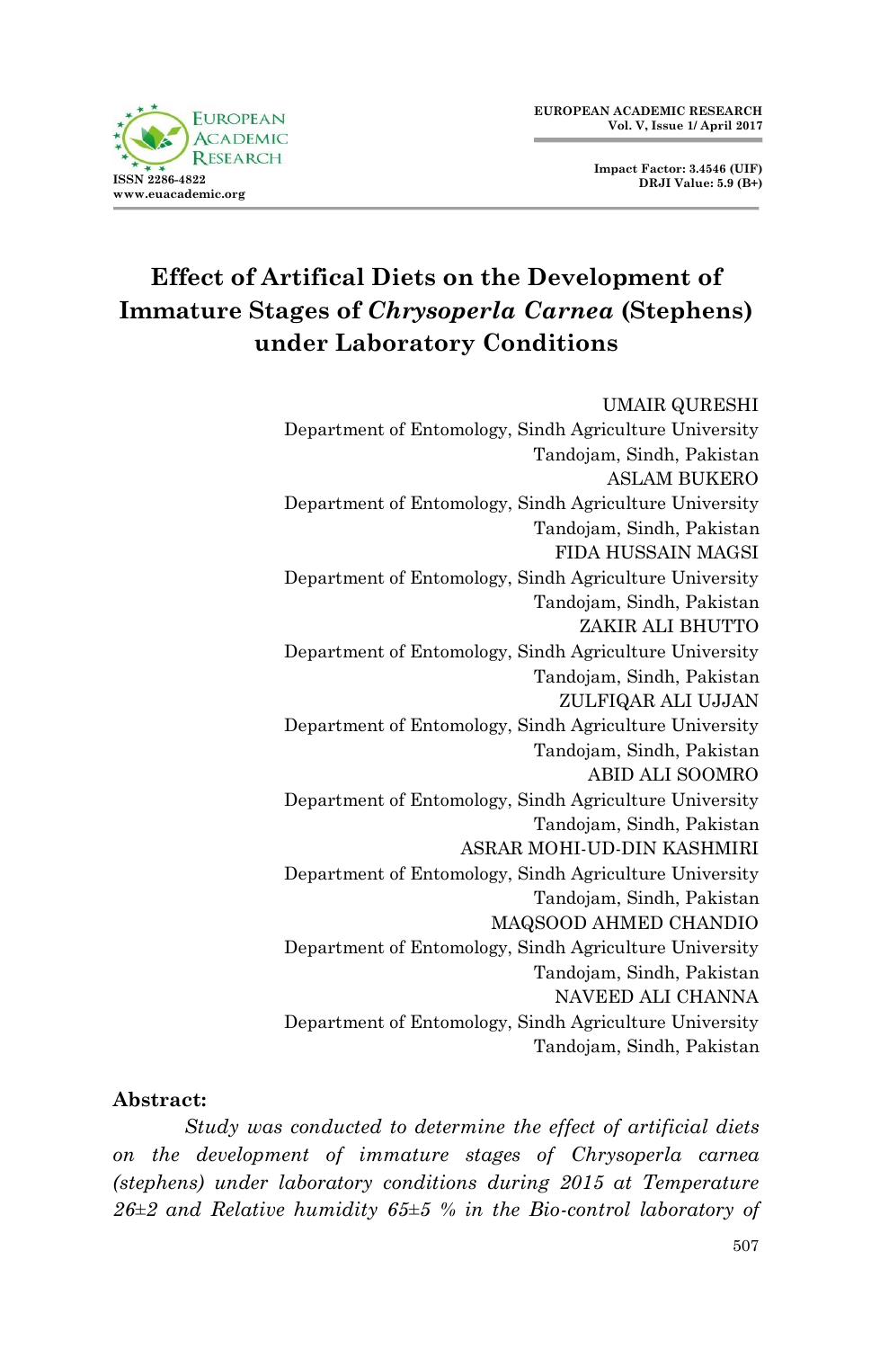# Effect of Artifical Diets on the Development of Immature Stages of *Chrysoperla Carnea* (Stephens) under Laboratory Conditions

UMAIR QURESHI
Department of Entomology, Sindh Agriculture University
Tandojam, Sindh, Pakistan

ASLAM BUKERO
Department of Entomology, Sindh Agriculture University
Tandojam, Sindh, Pakistan

FIDA HUSSAIN MAGSI
Department of Entomology, Sindh Agriculture University
Tandojam, Sindh, Pakistan

ZAKIR ALI BHUTTO
Department of Entomology, Sindh Agriculture University
Tandojam, Sindh, Pakistan

ZULFIQAR ALI UJJAN
Department of Entomology, Sindh Agriculture University
Tandojam, Sindh, Pakistan

ABID ALI SOOMRO
Department of Entomology, Sindh Agriculture University
Tandojam, Sindh, Pakistan

ASRAR MOHI-UD-DIN KASHMIRI
Department of Entomology, Sindh Agriculture University
Tandojam, Sindh, Pakistan

MAQSOOD AHMED CHANDIO
Department of Entomology, Sindh Agriculture University
Tandojam, Sindh, Pakistan

NAVEED ALI CHANNA
Department of Entomology, Sindh Agriculture University
Tandojam, Sindh, Pakistan

**Abstract:**

*Study was conducted to determine the effect of artificial diets on the development of immature stages of Chrysoperla carnea (stephens) under laboratory conditions during 2015 at Temperature 26±2 and Relative humidity 65±5 % in the Bio-control laboratory of*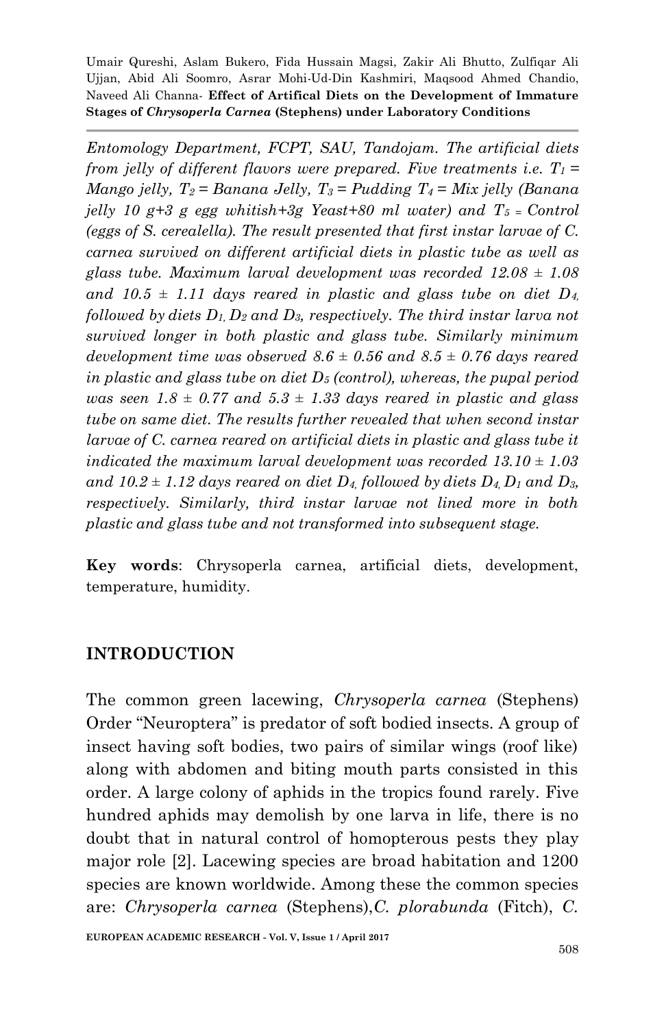*Entomology Department, FCPT, SAU, Tandojam. The artificial diets from jelly of different flavors were prepared. Five treatments i.e. $T_1$ = Mango jelly, $T_2$ = Banana Jelly, $T_3$ = Pudding $T_4$ = Mix jelly (Banana jelly 10 g+3 g egg whitish+3g Yeast+80 ml water) and $T_5$ = Control (eggs of S. cerealella). The result presented that first instar larvae of C. carnea survived on different artificial diets in plastic tube as well as glass tube. Maximum larval development was recorded 12.08 ± 1.08 and 10.5 ± 1.11 days reared in plastic and glass tube on diet $D_4$, followed by diets $D_1$, $D_2$ and $D_3$, respectively. The third instar larva not survived longer in both plastic and glass tube. Similarly minimum development time was observed 8.6 ± 0.56 and 8.5 ± 0.76 days reared in plastic and glass tube on diet $D_5$ (control), whereas, the pupal period was seen 1.8 ± 0.77 and 5.3 ± 1.33 days reared in plastic and glass tube on same diet. The results further revealed that when second instar larvae of C. carnea reared on artificial diets in plastic and glass tube it indicated the maximum larval development was recorded 13.10 ± 1.03 and 10.2 ± 1.12 days reared on diet $D_4$, followed by diets $D_4$, $D_1$ and $D_3$, respectively. Similarly, third instar larvae not lined more in both plastic and glass tube and not transformed into subsequent stage.*

**Key words**: Chrysoperla carnea, artificial diets, development, temperature, humidity.

## INTRODUCTION

The common green lacewing, *Chrysoperla carnea* (Stephens) Order "Neuroptera" is predator of soft bodied insects. A group of insect having soft bodies, two pairs of similar wings (roof like) along with abdomen and biting mouth parts consisted in this order. A large colony of aphids in the tropics found rarely. Five hundred aphids may demolish by one larva in life, there is no doubt that in natural control of homopterous pests they play major role [2]. Lacewing species are broad habitation and 1200 species are known worldwide. Among these the common species are: *Chrysoperla carnea* (Stephens),*C. plorabunda* (Fitch), *C.*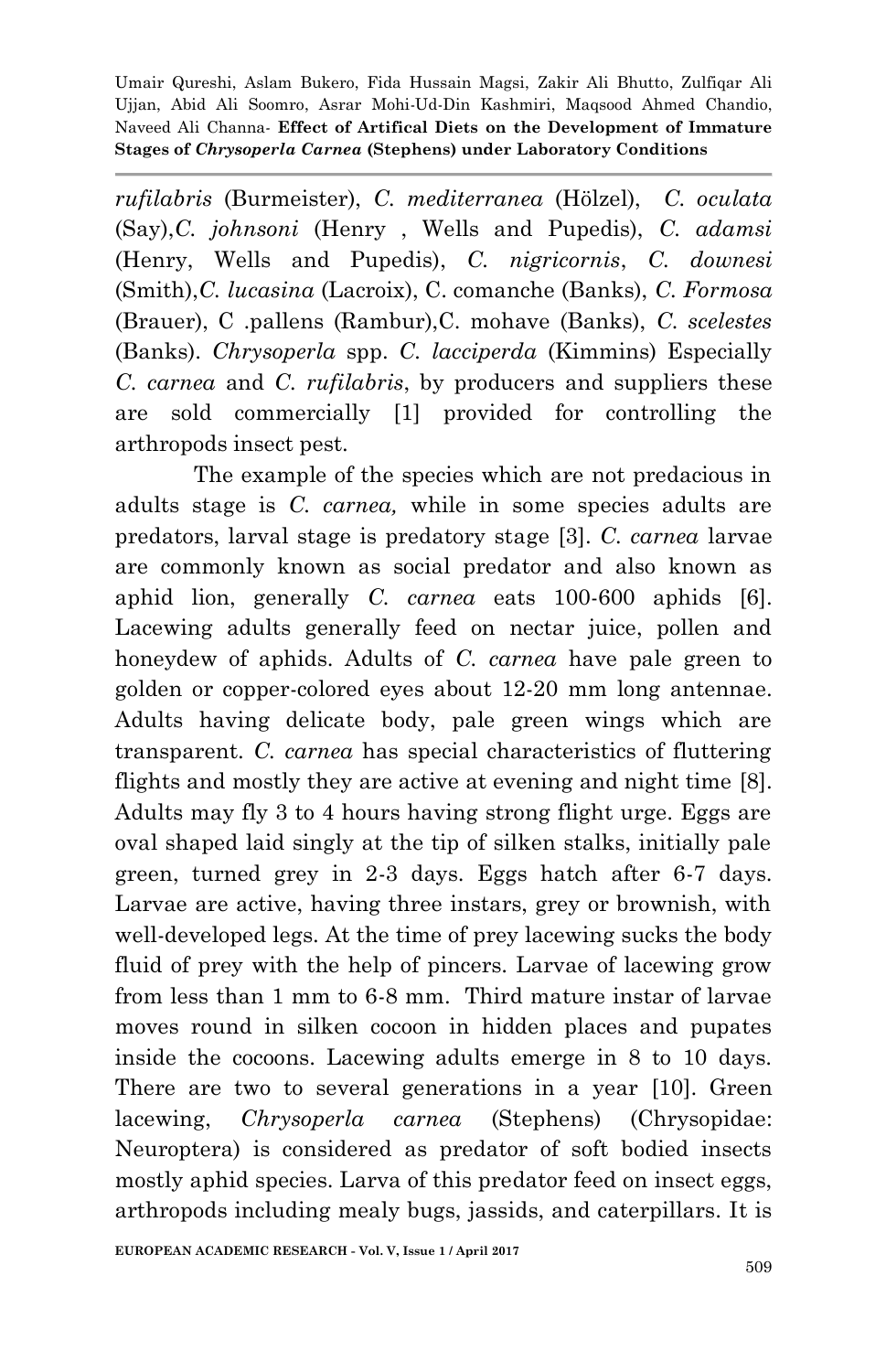*rufilabris* (Burmeister), *C. mediterranea* (Hölzel), *C. oculata* (Say),*C. johnsoni* (Henry , Wells and Pupedis), *C. adamsi* (Henry, Wells and Pupedis), *C. nigricornis*, *C. downesi* (Smith),*C. lucasina* (Lacroix), C. comanche (Banks), *C. Formosa* (Brauer), C .pallens (Rambur),C. mohave (Banks), *C. scelestes* (Banks). *Chrysoperla* spp. *C. lacciperda* (Kimmins) Especially *C. carnea* and *C. rufilabris*, by producers and suppliers these are sold commercially [1] provided for controlling the arthropods insect pest.

The example of the species which are not predacious in adults stage is *C. carnea,* while in some species adults are predators, larval stage is predatory stage [3]. *C. carnea* larvae are commonly known as social predator and also known as aphid lion, generally *C. carnea* eats 100-600 aphids [6]. Lacewing adults generally feed on nectar juice, pollen and honeydew of aphids. Adults of *C. carnea* have pale green to golden or copper-colored eyes about 12-20 mm long antennae. Adults having delicate body, pale green wings which are transparent. *C. carnea* has special characteristics of fluttering flights and mostly they are active at evening and night time [8]. Adults may fly 3 to 4 hours having strong flight urge. Eggs are oval shaped laid singly at the tip of silken stalks, initially pale green, turned grey in 2-3 days. Eggs hatch after 6-7 days. Larvae are active, having three instars, grey or brownish, with well-developed legs. At the time of prey lacewing sucks the body fluid of prey with the help of pincers. Larvae of lacewing grow from less than 1 mm to 6-8 mm. Third mature instar of larvae moves round in silken cocoon in hidden places and pupates inside the cocoons. Lacewing adults emerge in 8 to 10 days. There are two to several generations in a year [10]. Green lacewing, *Chrysoperla carnea* (Stephens) (Chrysopidae: Neuroptera) is considered as predator of soft bodied insects mostly aphid species. Larva of this predator feed on insect eggs, arthropods including mealy bugs, jassids, and caterpillars. It is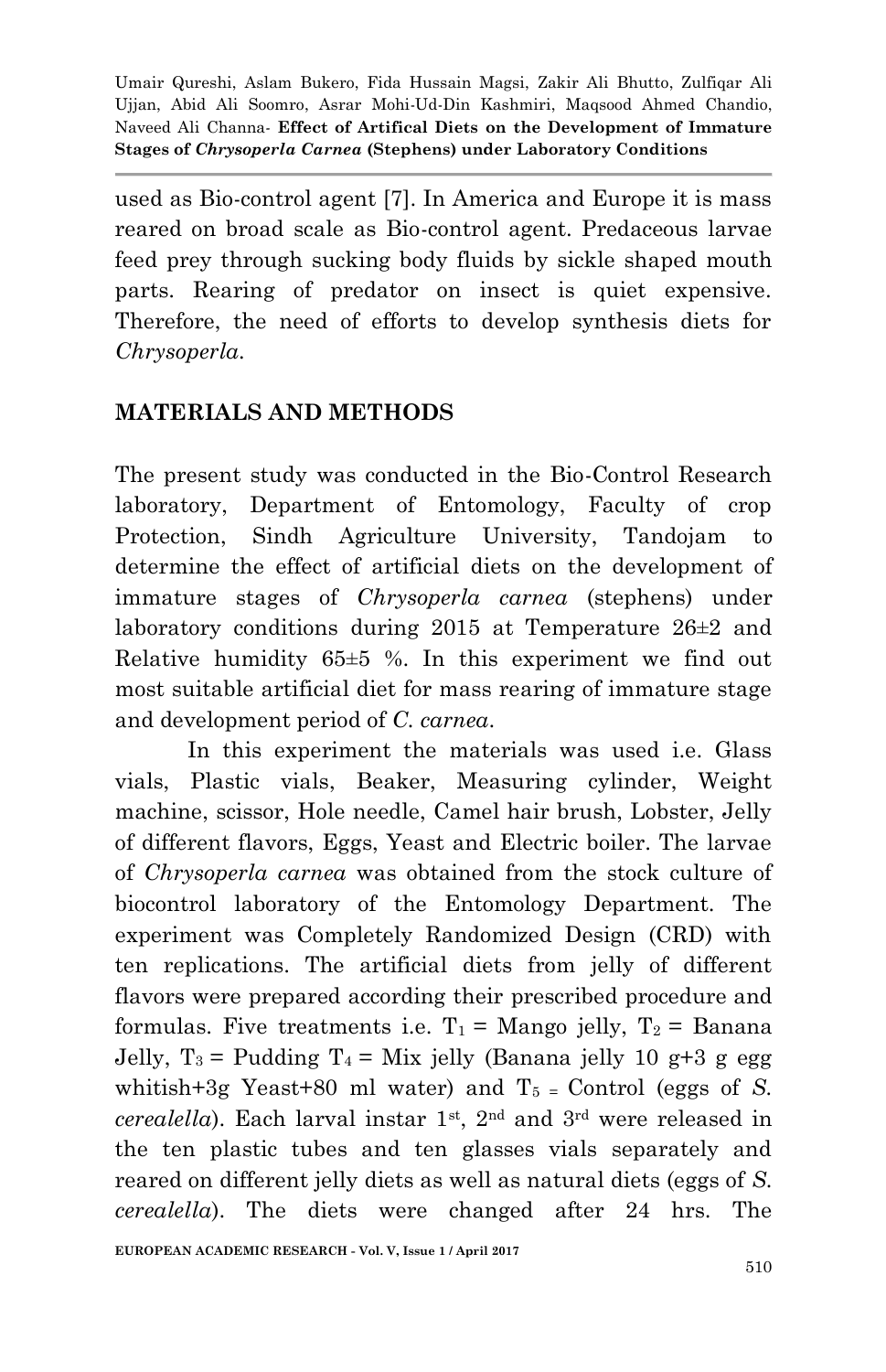used as Bio-control agent [7]. In America and Europe it is mass reared on broad scale as Bio-control agent. Predaceous larvae feed prey through sucking body fluids by sickle shaped mouth parts. Rearing of predator on insect is quiet expensive. Therefore, the need of efforts to develop synthesis diets for *Chrysoperla*.

## MATERIALS AND METHODS

The present study was conducted in the Bio-Control Research laboratory, Department of Entomology, Faculty of crop Protection, Sindh Agriculture University, Tandojam to determine the effect of artificial diets on the development of immature stages of *Chrysoperla carnea* (stephens) under laboratory conditions during 2015 at Temperature 26±2 and Relative humidity 65±5 %. In this experiment we find out most suitable artificial diet for mass rearing of immature stage and development period of *C. carnea*.

In this experiment the materials was used i.e. Glass vials, Plastic vials, Beaker, Measuring cylinder, Weight machine, scissor, Hole needle, Camel hair brush, Lobster, Jelly of different flavors, Eggs, Yeast and Electric boiler. The larvae of *Chrysoperla carnea* was obtained from the stock culture of biocontrol laboratory of the Entomology Department. The experiment was Completely Randomized Design (CRD) with ten replications. The artificial diets from jelly of different flavors were prepared according their prescribed procedure and formulas. Five treatments i.e. $T_1$ = Mango jelly, $T_2$ = Banana Jelly, $T_3$ = Pudding $T_4$ = Mix jelly (Banana jelly 10 g+3 g egg whitish+3g Yeast+80 ml water) and $T_5$ = Control (eggs of *S. cerealella*). Each larval instar 1st, 2nd and 3rd were released in the ten plastic tubes and ten glasses vials separately and reared on different jelly diets as well as natural diets (eggs of *S. cerealella*). The diets were changed after 24 hrs. The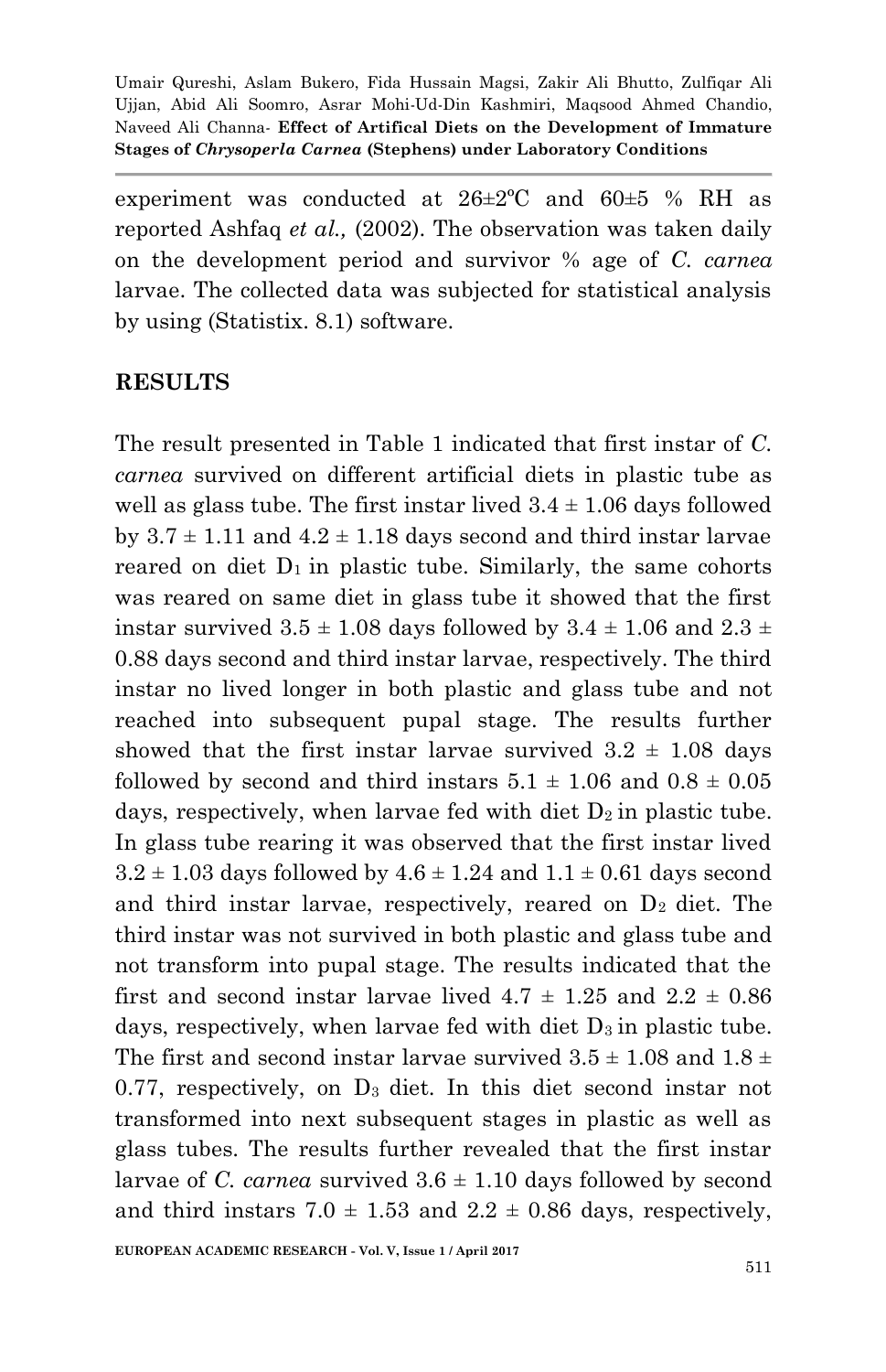experiment was conducted at 26±2ºC and 60±5 % RH as reported Ashfaq *et al.,* (2002). The observation was taken daily on the development period and survivor % age of *C. carnea* larvae. The collected data was subjected for statistical analysis by using (Statistix. 8.1) software.

## RESULTS

The result presented in Table 1 indicated that first instar of *C. carnea* survived on different artificial diets in plastic tube as well as glass tube. The first instar lived 3.4 ± 1.06 days followed by 3.7 ± 1.11 and 4.2 ± 1.18 days second and third instar larvae reared on diet $D_1$ in plastic tube. Similarly, the same cohorts was reared on same diet in glass tube it showed that the first instar survived 3.5 ± 1.08 days followed by 3.4 ± 1.06 and 2.3 ± 0.88 days second and third instar larvae, respectively. The third instar no lived longer in both plastic and glass tube and not reached into subsequent pupal stage. The results further showed that the first instar larvae survived 3.2 ± 1.08 days followed by second and third instars 5.1 ± 1.06 and 0.8 ± 0.05 days, respectively, when larvae fed with diet $D_2$ in plastic tube. In glass tube rearing it was observed that the first instar lived 3.2 ± 1.03 days followed by 4.6 ± 1.24 and 1.1 ± 0.61 days second and third instar larvae, respectively, reared on $D_2$ diet. The third instar was not survived in both plastic and glass tube and not transform into pupal stage. The results indicated that the first and second instar larvae lived 4.7 ± 1.25 and 2.2 ± 0.86 days, respectively, when larvae fed with diet $D_3$ in plastic tube. The first and second instar larvae survived 3.5 ± 1.08 and 1.8 ± 0.77, respectively, on $D_3$ diet. In this diet second instar not transformed into next subsequent stages in plastic as well as glass tubes. The results further revealed that the first instar larvae of *C. carnea* survived 3.6 ± 1.10 days followed by second and third instars 7.0 ± 1.53 and 2.2 ± 0.86 days, respectively,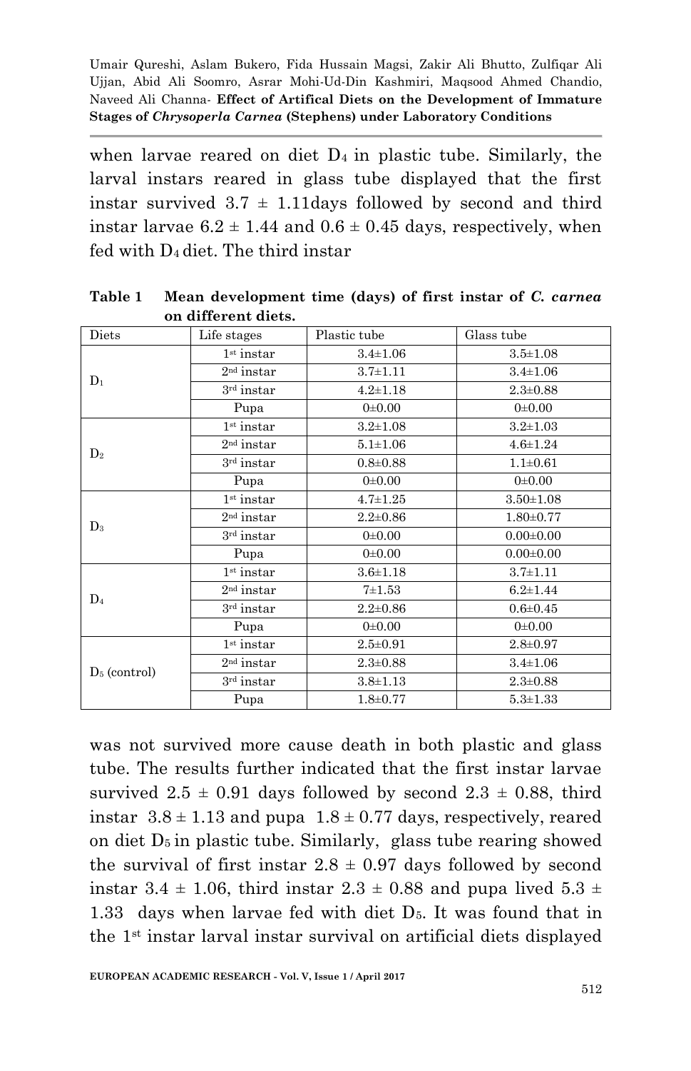when larvae reared on diet $D_4$ in plastic tube. Similarly, the larval instars reared in glass tube displayed that the first instar survived 3.7 ± 1.11days followed by second and third instar larvae 6.2 ± 1.44 and 0.6 ± 0.45 days, respectively, when fed with $D_4$ diet. The third instar

**Table 1 Mean development time (days) of first instar of *C. carnea* on different diets.**

| Diets | Life stages | Plastic tube | Glass tube |
|---|---|---|---|
| $D_1$ | 1st instar | 3.4±1.06 | 3.5±1.08 |
| | 2nd instar | 3.7±1.11 | 3.4±1.06 |
| | 3rd instar | 4.2±1.18 | 2.3±0.88 |
| | Pupa | 0±0.00 | 0±0.00 |
| $D_2$ | 1st instar | 3.2±1.08 | 3.2±1.03 |
| | 2nd instar | 5.1±1.06 | 4.6±1.24 |
| | 3rd instar | 0.8±0.88 | 1.1±0.61 |
| | Pupa | 0±0.00 | 0±0.00 |
| $D_3$ | 1st instar | 4.7±1.25 | 3.50±1.08 |
| | 2nd instar | 2.2±0.86 | 1.80±0.77 |
| | 3rd instar | 0±0.00 | 0.00±0.00 |
| | Pupa | 0±0.00 | 0.00±0.00 |
| $D_4$ | 1st instar | 3.6±1.18 | 3.7±1.11 |
| | 2nd instar | 7±1.53 | 6.2±1.44 |
| | 3rd instar | 2.2±0.86 | 0.6±0.45 |
| | Pupa | 0±0.00 | 0±0.00 |
| $D_5$ (control) | 1st instar | 2.5±0.91 | 2.8±0.97 |
| | 2nd instar | 2.3±0.88 | 3.4±1.06 |
| | 3rd instar | 3.8±1.13 | 2.3±0.88 |
| | Pupa | 1.8±0.77 | 5.3±1.33 |

was not survived more cause death in both plastic and glass tube. The results further indicated that the first instar larvae survived 2.5 ± 0.91 days followed by second 2.3 ± 0.88, third instar 3.8 ± 1.13 and pupa 1.8 ± 0.77 days, respectively, reared on diet $D_5$ in plastic tube. Similarly, glass tube rearing showed the survival of first instar 2.8 ± 0.97 days followed by second instar 3.4 ± 1.06, third instar 2.3 ± 0.88 and pupa lived 5.3 ± 1.33 days when larvae fed with diet $D_5$. It was found that in the 1st instar larval instar survival on artificial diets displayed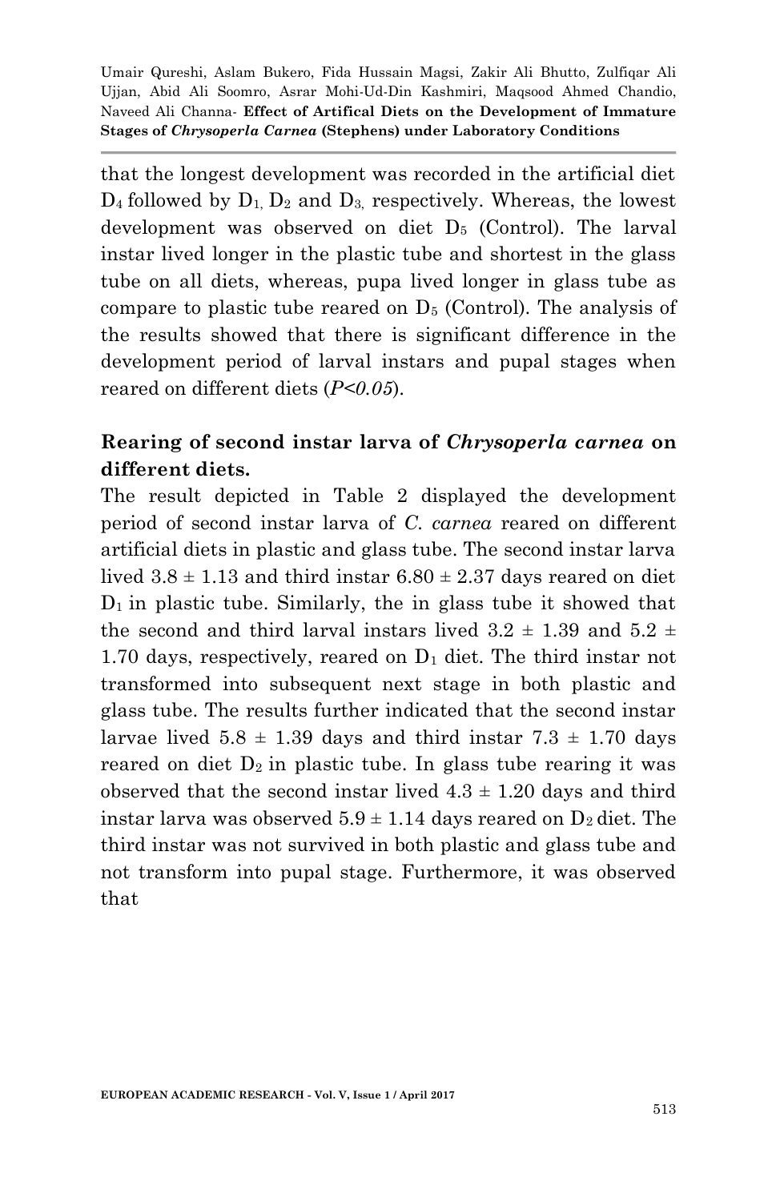that the longest development was recorded in the artificial diet $D_4$ followed by $D_1$, $D_2$ and $D_3$, respectively. Whereas, the lowest development was observed on diet $D_5$ (Control). The larval instar lived longer in the plastic tube and shortest in the glass tube on all diets, whereas, pupa lived longer in glass tube as compare to plastic tube reared on $D_5$ (Control). The analysis of the results showed that there is significant difference in the development period of larval instars and pupal stages when reared on different diets ($P<0.05$).

**Rearing of second instar larva of *Chrysoperla carnea* on different diets.**

The result depicted in Table 2 displayed the development period of second instar larva of *C. carnea* reared on different artificial diets in plastic and glass tube. The second instar larva lived $3.8 \pm 1.13$ and third instar $6.80 \pm 2.37$ days reared on diet $D_1$ in plastic tube. Similarly, the in glass tube it showed that the second and third larval instars lived $3.2 \pm 1.39$ and $5.2 \pm 1.70$ days, respectively, reared on $D_1$ diet. The third instar not transformed into subsequent next stage in both plastic and glass tube. The results further indicated that the second instar larvae lived $5.8 \pm 1.39$ days and third instar $7.3 \pm 1.70$ days reared on diet $D_2$ in plastic tube. In glass tube rearing it was observed that the second instar lived $4.3 \pm 1.20$ days and third instar larva was observed $5.9 \pm 1.14$ days reared on $D_2$ diet. The third instar was not survived in both plastic and glass tube and not transform into pupal stage. Furthermore, it was observed that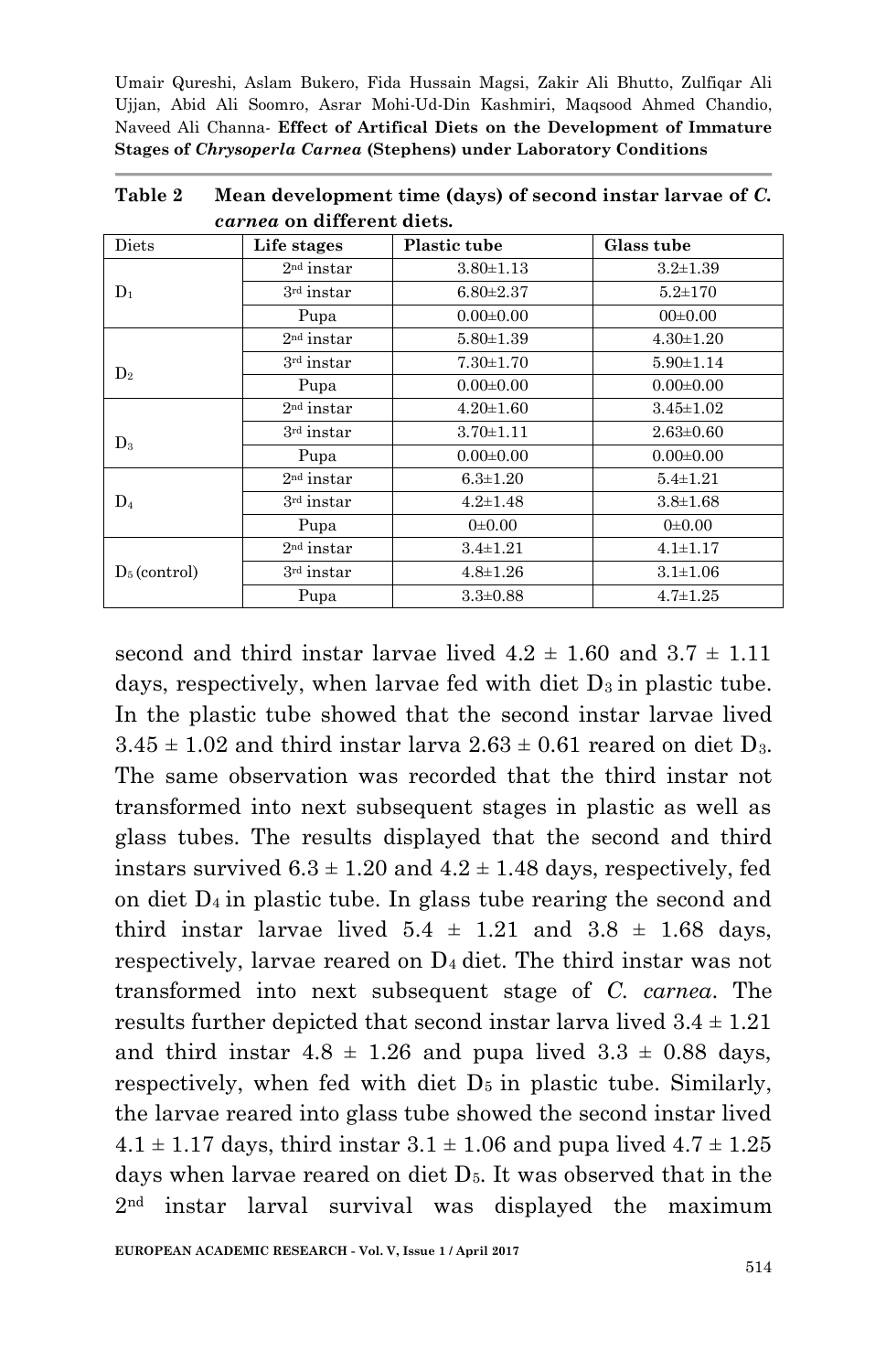**Table 2 Mean development time (days) of second instar larvae of *C. carnea* on different diets.**

| Diets | Life stages | Plastic tube | Glass tube |
|---|---|---|---|
| $D_1$ | 2nd instar | 3.80±1.13 | 3.2±1.39 |
| | 3rd instar | 6.80±2.37 | 5.2±170 |
| | Pupa | 0.00±0.00 | 00±0.00 |
| $D_2$ | 2nd instar | 5.80±1.39 | 4.30±1.20 |
| | 3rd instar | 7.30±1.70 | 5.90±1.14 |
| | Pupa | 0.00±0.00 | 0.00±0.00 |
| $D_3$ | 2nd instar | 4.20±1.60 | 3.45±1.02 |
| | 3rd instar | 3.70±1.11 | 2.63±0.60 |
| | Pupa | 0.00±0.00 | 0.00±0.00 |
| $D_4$ | 2nd instar | 6.3±1.20 | 5.4±1.21 |
| | 3rd instar | 4.2±1.48 | 3.8±1.68 |
| | Pupa | 0±0.00 | 0±0.00 |
| $D_5$ (control) | 2nd instar | 3.4±1.21 | 4.1±1.17 |
| | 3rd instar | 4.8±1.26 | 3.1±1.06 |
| | Pupa | 3.3±0.88 | 4.7±1.25 |

second and third instar larvae lived 4.2 ± 1.60 and 3.7 ± 1.11 days, respectively, when larvae fed with diet $D_3$ in plastic tube. In the plastic tube showed that the second instar larvae lived 3.45 ± 1.02 and third instar larva 2.63 ± 0.61 reared on diet $D_3$. The same observation was recorded that the third instar not transformed into next subsequent stages in plastic as well as glass tubes. The results displayed that the second and third instars survived 6.3 ± 1.20 and 4.2 ± 1.48 days, respectively, fed on diet $D_4$ in plastic tube. In glass tube rearing the second and third instar larvae lived 5.4 ± 1.21 and 3.8 ± 1.68 days, respectively, larvae reared on $D_4$ diet. The third instar was not transformed into next subsequent stage of *C. carnea*. The results further depicted that second instar larva lived 3.4 ± 1.21 and third instar 4.8 ± 1.26 and pupa lived 3.3 ± 0.88 days, respectively, when fed with diet $D_5$ in plastic tube. Similarly, the larvae reared into glass tube showed the second instar lived 4.1 ± 1.17 days, third instar 3.1 ± 1.06 and pupa lived 4.7 ± 1.25 days when larvae reared on diet $D_5$. It was observed that in the 2nd instar larval survival was displayed the maximum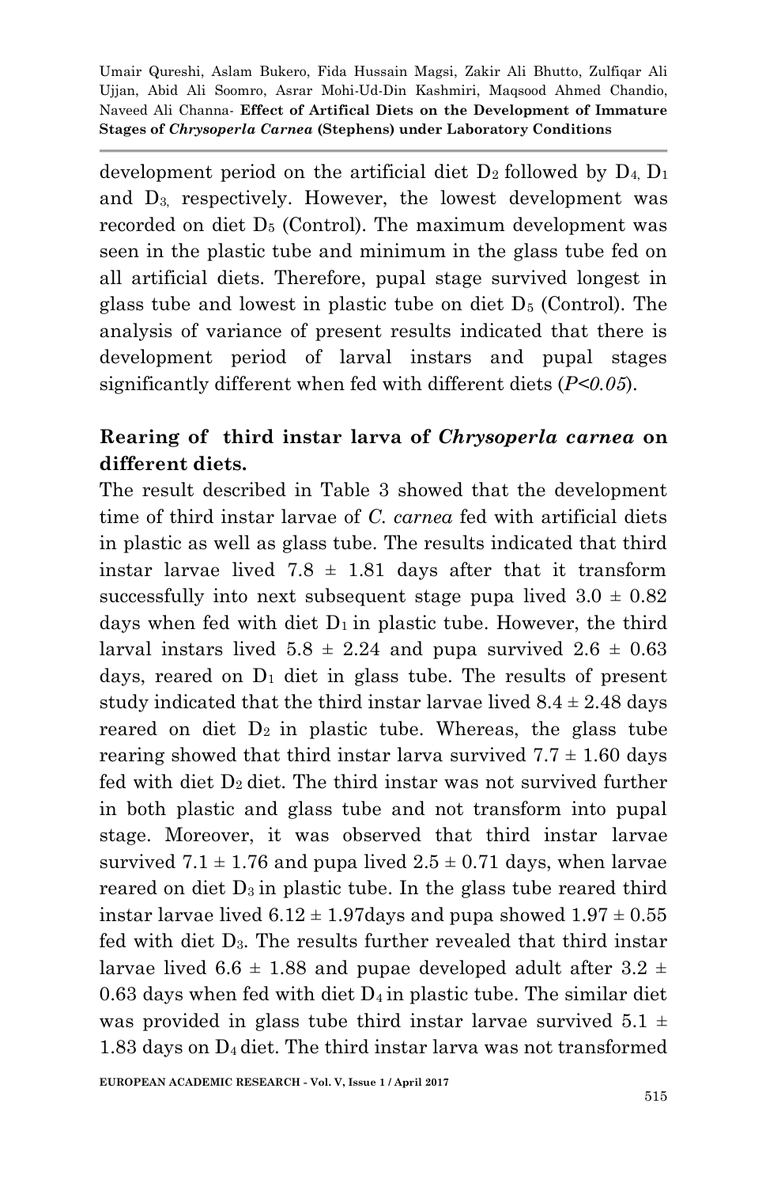development period on the artificial diet $D_2$ followed by $D_4$, $D_1$ and $D_3$, respectively. However, the lowest development was recorded on diet $D_5$ (Control). The maximum development was seen in the plastic tube and minimum in the glass tube fed on all artificial diets. Therefore, pupal stage survived longest in glass tube and lowest in plastic tube on diet $D_5$ (Control). The analysis of variance of present results indicated that there is development period of larval instars and pupal stages significantly different when fed with different diets (*$P<0.05$*).

## Rearing of third instar larva of *Chrysoperla carnea* on different diets.

The result described in Table 3 showed that the development time of third instar larvae of *C. carnea* fed with artificial diets in plastic as well as glass tube. The results indicated that third instar larvae lived 7.8 ± 1.81 days after that it transform successfully into next subsequent stage pupa lived 3.0 ± 0.82 days when fed with diet $D_1$ in plastic tube. However, the third larval instars lived 5.8 ± 2.24 and pupa survived 2.6 ± 0.63 days, reared on $D_1$ diet in glass tube. The results of present study indicated that the third instar larvae lived 8.4 ± 2.48 days reared on diet $D_2$ in plastic tube. Whereas, the glass tube rearing showed that third instar larva survived 7.7 ± 1.60 days fed with diet $D_2$ diet. The third instar was not survived further in both plastic and glass tube and not transform into pupal stage. Moreover, it was observed that third instar larvae survived 7.1 ± 1.76 and pupa lived 2.5 ± 0.71 days, when larvae reared on diet $D_3$ in plastic tube. In the glass tube reared third instar larvae lived 6.12 ± 1.97days and pupa showed 1.97 ± 0.55 fed with diet $D_3$. The results further revealed that third instar larvae lived 6.6 ± 1.88 and pupae developed adult after 3.2 ± 0.63 days when fed with diet $D_4$ in plastic tube. The similar diet was provided in glass tube third instar larvae survived 5.1 ± 1.83 days on $D_4$ diet. The third instar larva was not transformed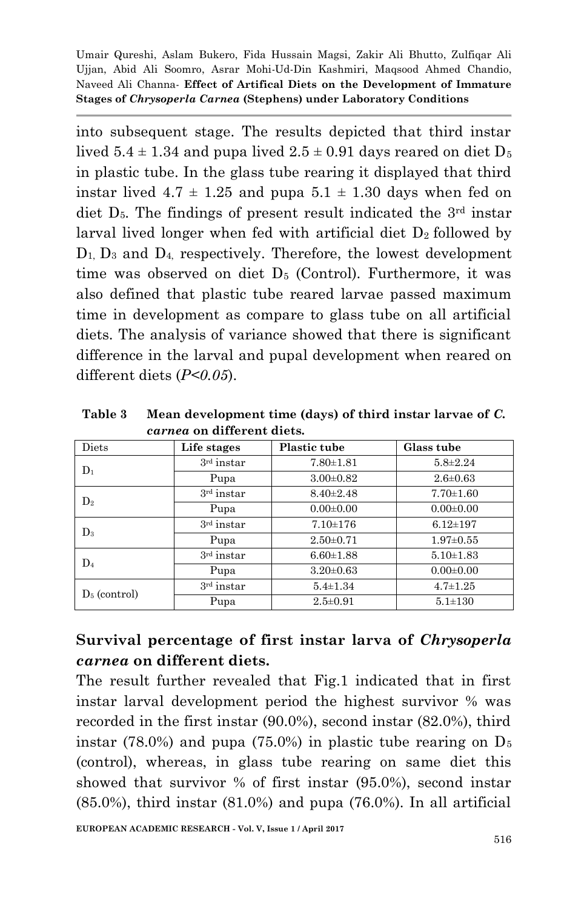into subsequent stage. The results depicted that third instar lived 5.4 ± 1.34 and pupa lived 2.5 ± 0.91 days reared on diet $D_5$ in plastic tube. In the glass tube rearing it displayed that third instar lived 4.7 ± 1.25 and pupa 5.1 ± 1.30 days when fed on diet $D_5$. The findings of present result indicated the 3rd instar larval lived longer when fed with artificial diet $D_2$ followed by $D_1$, $D_3$ and $D_4$, respectively. Therefore, the lowest development time was observed on diet $D_5$ (Control). Furthermore, it was also defined that plastic tube reared larvae passed maximum time in development as compare to glass tube on all artificial diets. The analysis of variance showed that there is significant difference in the larval and pupal development when reared on different diets (*P<0.05*).

**Table 3 Mean development time (days) of third instar larvae of *C. carnea* on different diets.**

| Diets | Life stages | Plastic tube | Glass tube |
|---|---|---|---|
| $D_1$ | 3rd instar | 7.80±1.81 | 5.8±2.24 |
| | Pupa | 3.00±0.82 | 2.6±0.63 |
| $D_2$ | 3rd instar | 8.40±2.48 | 7.70±1.60 |
| | Pupa | 0.00±0.00 | 0.00±0.00 |
| $D_3$ | 3rd instar | 7.10±176 | 6.12±197 |
| | Pupa | 2.50±0.71 | 1.97±0.55 |
| $D_4$ | 3rd instar | 6.60±1.88 | 5.10±1.83 |
| | Pupa | 3.20±0.63 | 0.00±0.00 |
| $D_5$ (control) | 3rd instar | 5.4±1.34 | 4.7±1.25 |
| | Pupa | 2.5±0.91 | 5.1±130 |

## Survival percentage of first instar larva of *Chrysoperla carnea* on different diets.

The result further revealed that Fig.1 indicated that in first instar larval development period the highest survivor % was recorded in the first instar (90.0%), second instar (82.0%), third instar (78.0%) and pupa (75.0%) in plastic tube rearing on $D_5$ (control), whereas, in glass tube rearing on same diet this showed that survivor % of first instar (95.0%), second instar (85.0%), third instar (81.0%) and pupa (76.0%). In all artificial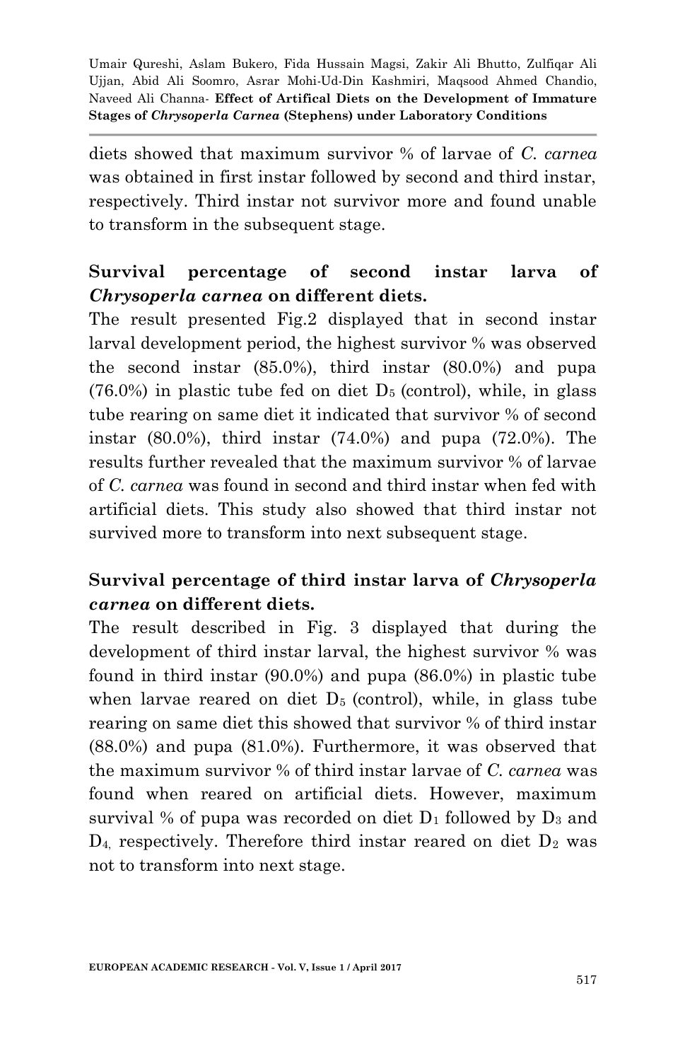diets showed that maximum survivor % of larvae of *C. carnea* was obtained in first instar followed by second and third instar, respectively. Third instar not survivor more and found unable to transform in the subsequent stage.

## Survival percentage of second instar larva of *Chrysoperla carnea* on different diets.

The result presented Fig.2 displayed that in second instar larval development period, the highest survivor % was observed the second instar (85.0%), third instar (80.0%) and pupa (76.0%) in plastic tube fed on diet $D_5$ (control), while, in glass tube rearing on same diet it indicated that survivor % of second instar (80.0%), third instar (74.0%) and pupa (72.0%). The results further revealed that the maximum survivor % of larvae of *C. carnea* was found in second and third instar when fed with artificial diets. This study also showed that third instar not survived more to transform into next subsequent stage.

## Survival percentage of third instar larva of *Chrysoperla carnea* on different diets.

The result described in Fig. 3 displayed that during the development of third instar larval, the highest survivor % was found in third instar (90.0%) and pupa (86.0%) in plastic tube when larvae reared on diet $D_5$ (control), while, in glass tube rearing on same diet this showed that survivor % of third instar (88.0%) and pupa (81.0%). Furthermore, it was observed that the maximum survivor % of third instar larvae of *C. carnea* was found when reared on artificial diets. However, maximum survival % of pupa was recorded on diet $D_1$ followed by $D_3$ and $D_4$, respectively. Therefore third instar reared on diet $D_2$ was not to transform into next stage.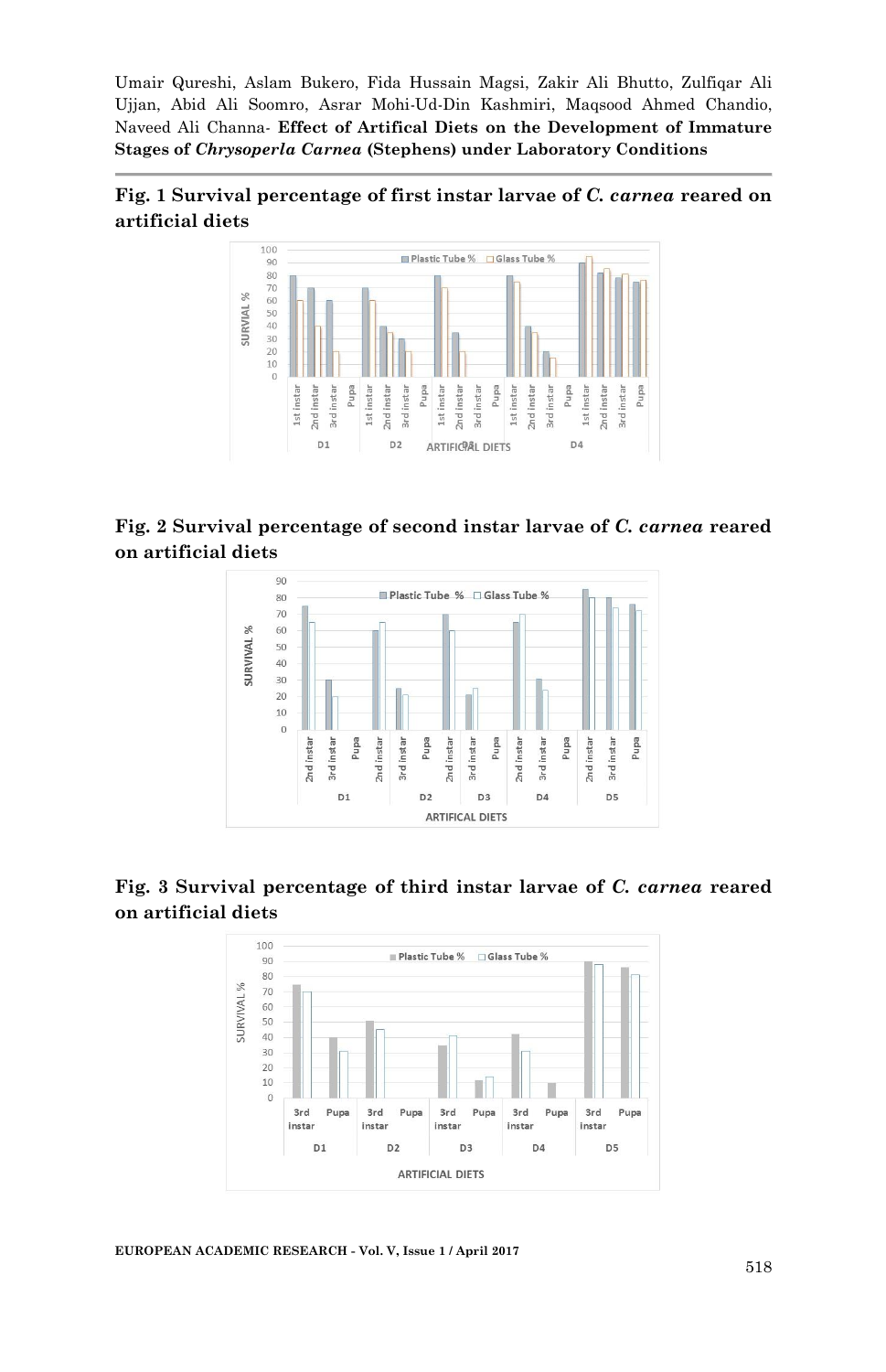**Fig. 1 Survival percentage of first instar larvae of *C. carnea* reared on artificial diets**

**Fig. 2 Survival percentage of second instar larvae of *C. carnea* reared on artificial diets**

**Fig. 3 Survival percentage of third instar larvae of *C. carnea* reared on artificial diets**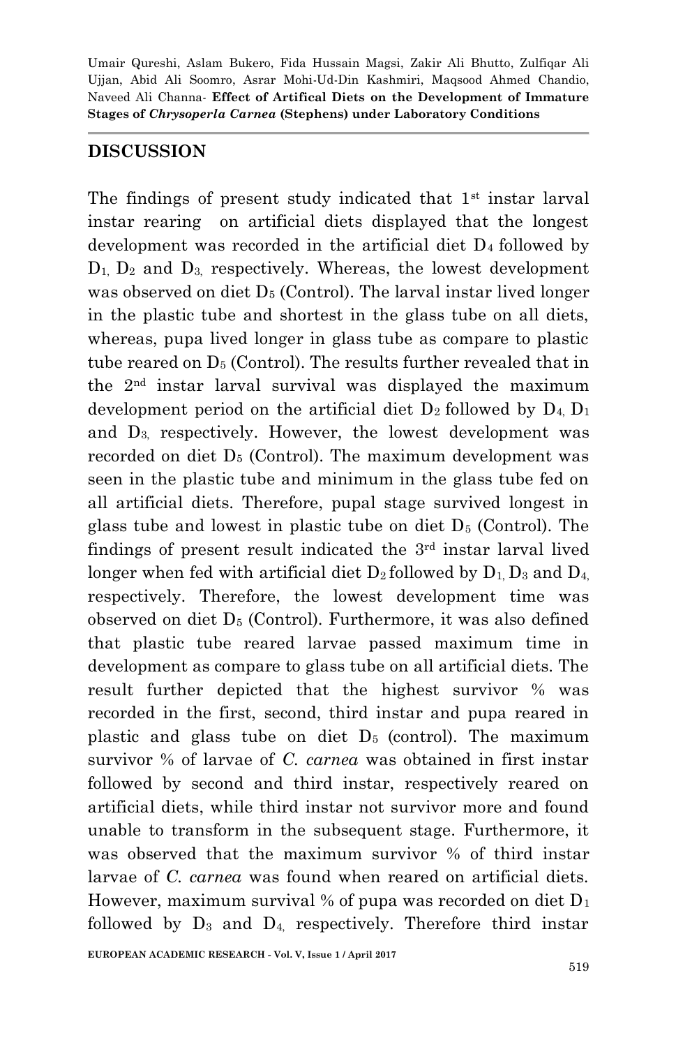## DISCUSSION

The findings of present study indicated that 1st instar larval instar rearing on artificial diets displayed that the longest development was recorded in the artificial diet $D_4$ followed by $D_1$, $D_2$ and $D_3$, respectively. Whereas, the lowest development was observed on diet $D_5$ (Control). The larval instar lived longer in the plastic tube and shortest in the glass tube on all diets, whereas, pupa lived longer in glass tube as compare to plastic tube reared on $D_5$ (Control). The results further revealed that in the 2nd instar larval survival was displayed the maximum development period on the artificial diet $D_2$ followed by $D_4$, $D_1$ and $D_3$, respectively. However, the lowest development was recorded on diet $D_5$ (Control). The maximum development was seen in the plastic tube and minimum in the glass tube fed on all artificial diets. Therefore, pupal stage survived longest in glass tube and lowest in plastic tube on diet $D_5$ (Control). The findings of present result indicated the 3rd instar larval lived longer when fed with artificial diet $D_2$ followed by $D_1$, $D_3$ and $D_4$, respectively. Therefore, the lowest development time was observed on diet $D_5$ (Control). Furthermore, it was also defined that plastic tube reared larvae passed maximum time in development as compare to glass tube on all artificial diets. The result further depicted that the highest survivor % was recorded in the first, second, third instar and pupa reared in plastic and glass tube on diet $D_5$ (control). The maximum survivor % of larvae of *C. carnea* was obtained in first instar followed by second and third instar, respectively reared on artificial diets, while third instar not survivor more and found unable to transform in the subsequent stage. Furthermore, it was observed that the maximum survivor % of third instar larvae of *C. carnea* was found when reared on artificial diets. However, maximum survival % of pupa was recorded on diet $D_1$ followed by $D_3$ and $D_4$, respectively. Therefore third instar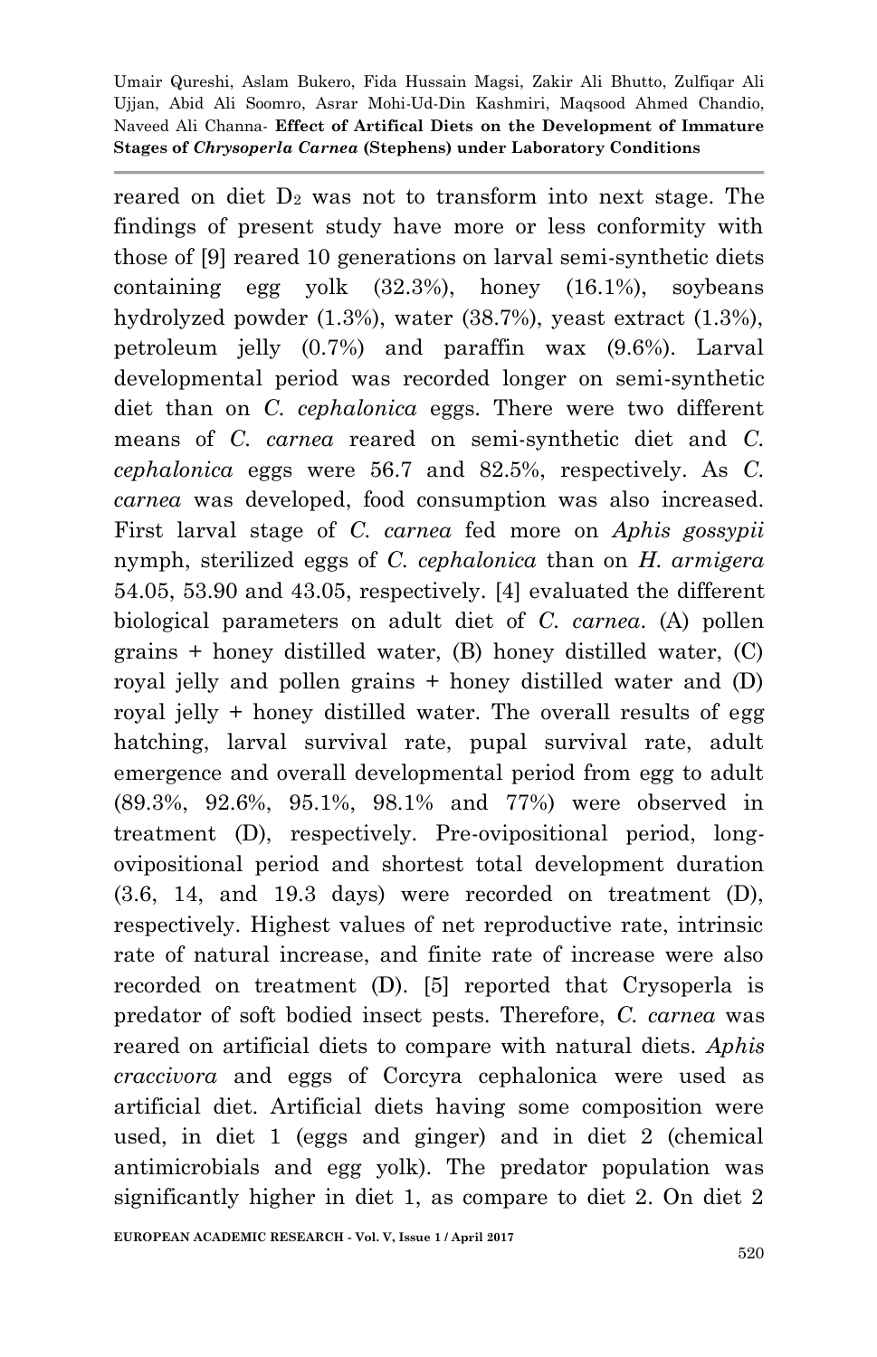reared on diet $D_2$ was not to transform into next stage. The findings of present study have more or less conformity with those of [9] reared 10 generations on larval semi-synthetic diets containing egg yolk (32.3%), honey (16.1%), soybeans hydrolyzed powder (1.3%), water (38.7%), yeast extract (1.3%), petroleum jelly (0.7%) and paraffin wax (9.6%). Larval developmental period was recorded longer on semi-synthetic diet than on *C. cephalonica* eggs. There were two different means of *C. carnea* reared on semi-synthetic diet and *C. cephalonica* eggs were 56.7 and 82.5%, respectively. As *C. carnea* was developed, food consumption was also increased. First larval stage of *C. carnea* fed more on *Aphis gossypii* nymph, sterilized eggs of *C. cephalonica* than on *H. armigera* 54.05, 53.90 and 43.05, respectively. [4] evaluated the different biological parameters on adult diet of *C. carnea*. (A) pollen grains + honey distilled water, (B) honey distilled water, (C) royal jelly and pollen grains + honey distilled water and (D) royal jelly + honey distilled water. The overall results of egg hatching, larval survival rate, pupal survival rate, adult emergence and overall developmental period from egg to adult (89.3%, 92.6%, 95.1%, 98.1% and 77%) were observed in treatment (D), respectively. Pre-ovipositional period, long-ovipositional period and shortest total development duration (3.6, 14, and 19.3 days) were recorded on treatment (D), respectively. Highest values of net reproductive rate, intrinsic rate of natural increase, and finite rate of increase were also recorded on treatment (D). [5] reported that Crysoperla is predator of soft bodied insect pests. Therefore, *C. carnea* was reared on artificial diets to compare with natural diets. *Aphis craccivora* and eggs of Corcyra cephalonica were used as artificial diet. Artificial diets having some composition were used, in diet 1 (eggs and ginger) and in diet 2 (chemical antimicrobials and egg yolk). The predator population was significantly higher in diet 1, as compare to diet 2. On diet 2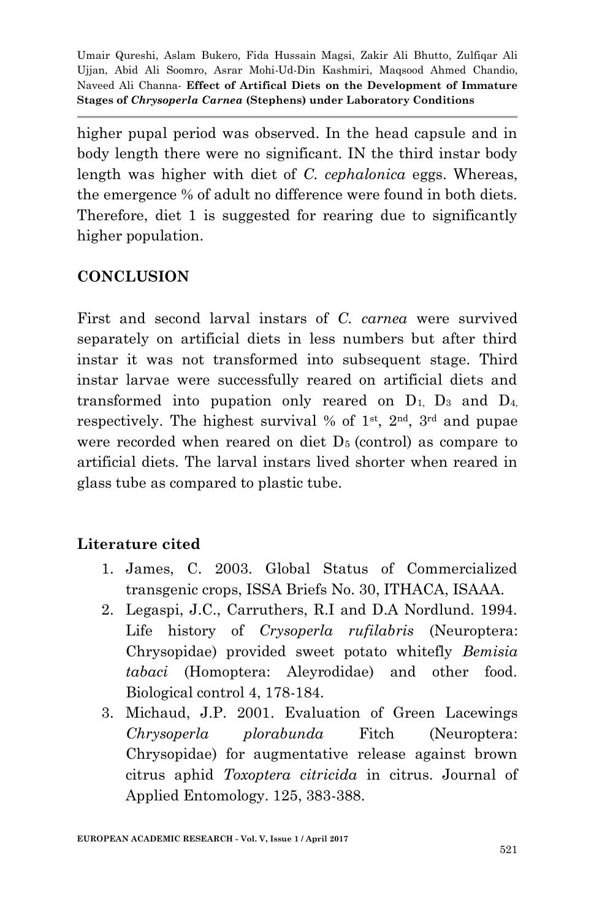higher pupal period was observed. In the head capsule and in body length there were no significant. IN the third instar body length was higher with diet of *C. cephalonica* eggs. Whereas, the emergence % of adult no difference were found in both diets. Therefore, diet 1 is suggested for rearing due to significantly higher population.

## CONCLUSION

First and second larval instars of *C. carnea* were survived separately on artificial diets in less numbers but after third instar it was not transformed into subsequent stage. Third instar larvae were successfully reared on artificial diets and transformed into pupation only reared on $D_1$, $D_3$ and $D_4$, respectively. The highest survival % of 1st, 2nd, 3rd and pupae were recorded when reared on diet $D_5$ (control) as compare to artificial diets. The larval instars lived shorter when reared in glass tube as compared to plastic tube.

## Literature cited

1. James, C. 2003. Global Status of Commercialized transgenic crops, ISSA Briefs No. 30, ITHACA, ISAAA.
2. Legaspi, J.C., Carruthers, R.I and D.A Nordlund. 1994. Life history of *Crysoperla rufilabris* (Neuroptera: Chrysopidae) provided sweet potato whitefly *Bemisia tabaci* (Homoptera: Aleyrodidae) and other food. Biological control 4, 178-184.
3. Michaud, J.P. 2001. Evaluation of Green Lacewings *Chrysoperla plorabunda* Fitch (Neuroptera: Chrysopidae) for augmentative release against brown citrus aphid *Toxoptera citricida* in citrus. Journal of Applied Entomology. 125, 383-388.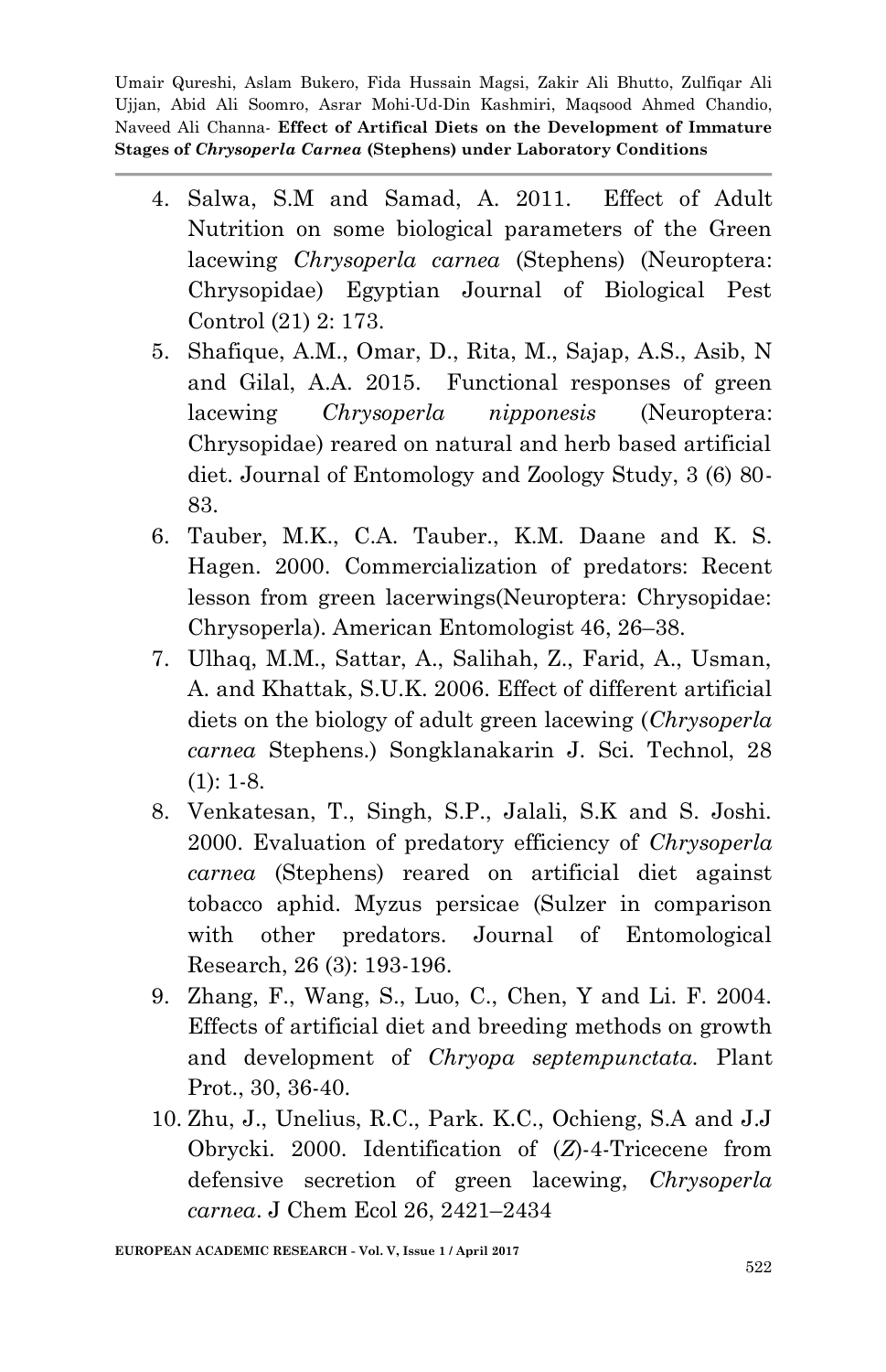4. Salwa, S.M and Samad, A. 2011. Effect of Adult Nutrition on some biological parameters of the Green lacewing *Chrysoperla carnea* (Stephens) (Neuroptera: Chrysopidae) Egyptian Journal of Biological Pest Control (21) 2: 173.
5. Shafique, A.M., Omar, D., Rita, M., Sajap, A.S., Asib, N and Gilal, A.A. 2015. Functional responses of green lacewing *Chrysoperla nipponesis* (Neuroptera: Chrysopidae) reared on natural and herb based artificial diet. Journal of Entomology and Zoology Study, 3 (6) 80-83.
6. Tauber, M.K., C.A. Tauber., K.M. Daane and K. S. Hagen. 2000. Commercialization of predators: Recent lesson from green lacerwings(Neuroptera: Chrysopidae: Chrysoperla). American Entomologist 46, 26–38.
7. Ulhaq, M.M., Sattar, A., Salihah, Z., Farid, A., Usman, A. and Khattak, S.U.K. 2006. Effect of different artificial diets on the biology of adult green lacewing (*Chrysoperla carnea* Stephens.) Songklanakarin J. Sci. Technol, 28 (1): 1-8.
8. Venkatesan, T., Singh, S.P., Jalali, S.K and S. Joshi. 2000. Evaluation of predatory efficiency of *Chrysoperla carnea* (Stephens) reared on artificial diet against tobacco aphid. Myzus persicae (Sulzer in comparison with other predators. Journal of Entomological Research, 26 (3): 193-196.
9. Zhang, F., Wang, S., Luo, C., Chen, Y and Li. F. 2004. Effects of artificial diet and breeding methods on growth and development of *Chryopa septempunctata.* Plant Prot., 30, 36-40.
10. Zhu, J., Unelius, R.C., Park. K.C., Ochieng, S.A and J.J Obrycki. 2000. Identification of (*Z*)-4-Tricecene from defensive secretion of green lacewing, *Chrysoperla carnea*. J Chem Ecol 26, 2421–2434